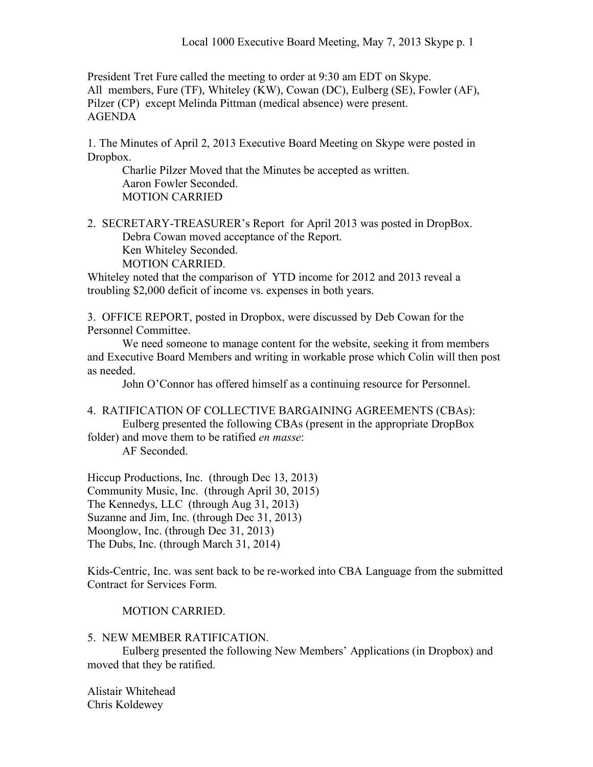President Tret Fure called the meeting to order at 9:30 am EDT on Skype.
All members, Fure (TF), Whiteley (KW), Cowan (DC), Eulberg (SE), Fowler (AF), Pilzer (CP) except Melinda Pittman (medical absence) were present.
AGENDA

1. The Minutes of April 2, 2013 Executive Board Meeting on Skype were posted in Dropbox.

   Charlie Pilzer Moved that the Minutes be accepted as written.
   Aaron Fowler Seconded.
   MOTION CARRIED

2. SECRETARY-TREASURER's Report for April 2013 was posted in DropBox.

   Debra Cowan moved acceptance of the Report.
   Ken Whiteley Seconded.
   MOTION CARRIED.

Whiteley noted that the comparison of YTD income for 2012 and 2013 reveal a troubling $2,000 deficit of income vs. expenses in both years.

3. OFFICE REPORT, posted in Dropbox, were discussed by Deb Cowan for the Personnel Committee.

   We need someone to manage content for the website, seeking it from members and Executive Board Members and writing in workable prose which Colin will then post as needed.

   John O'Connor has offered himself as a continuing resource for Personnel.

4. RATIFICATION OF COLLECTIVE BARGAINING AGREEMENTS (CBAs):

   Eulberg presented the following CBAs (present in the appropriate DropBox folder) and move them to be ratified *en masse*:
   AF Seconded.

Hiccup Productions, Inc. (through Dec 13, 2013)
Community Music, Inc. (through April 30, 2015)
The Kennedys, LLC (through Aug 31, 2013)
Suzanne and Jim, Inc. (through Dec 31, 2013)
Moonglow, Inc. (through Dec 31, 2013)
The Dubs, Inc. (through March 31, 2014)

Kids-Centric, Inc. was sent back to be re-worked into CBA Language from the submitted Contract for Services Form.

   MOTION CARRIED.

5. NEW MEMBER RATIFICATION.

   Eulberg presented the following New Members' Applications (in Dropbox) and moved that they be ratified.

Alistair Whitehead
Chris Koldewey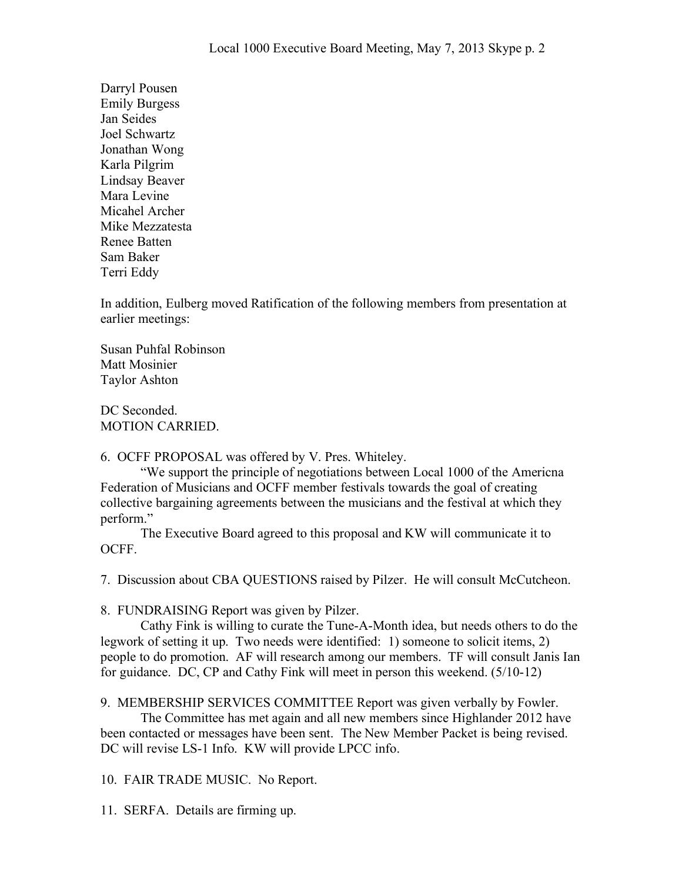Darryl Pousen
Emily Burgess
Jan Seides
Joel Schwartz
Jonathan Wong
Karla Pilgrim
Lindsay Beaver
Mara Levine
Micahel Archer
Mike Mezzatesta
Renee Batten
Sam Baker
Terri Eddy

In addition, Eulberg moved Ratification of the following members from presentation at earlier meetings:

Susan Puhfal Robinson
Matt Mosinier
Taylor Ashton

DC Seconded.
MOTION CARRIED.

6. OCFF PROPOSAL was offered by V. Pres. Whiteley.

"We support the principle of negotiations between Local 1000 of the Americna Federation of Musicians and OCFF member festivals towards the goal of creating collective bargaining agreements between the musicians and the festival at which they perform."

The Executive Board agreed to this proposal and KW will communicate it to OCFF.

7. Discussion about CBA QUESTIONS raised by Pilzer. He will consult McCutcheon.

8. FUNDRAISING Report was given by Pilzer.

Cathy Fink is willing to curate the Tune-A-Month idea, but needs others to do the legwork of setting it up. Two needs were identified: 1) someone to solicit items, 2) people to do promotion. AF will research among our members. TF will consult Janis Ian for guidance. DC, CP and Cathy Fink will meet in person this weekend. (5/10-12)

9. MEMBERSHIP SERVICES COMMITTEE Report was given verbally by Fowler.

The Committee has met again and all new members since Highlander 2012 have been contacted or messages have been sent. The New Member Packet is being revised. DC will revise LS-1 Info. KW will provide LPCC info.

10. FAIR TRADE MUSIC. No Report.

11. SERFA. Details are firming up.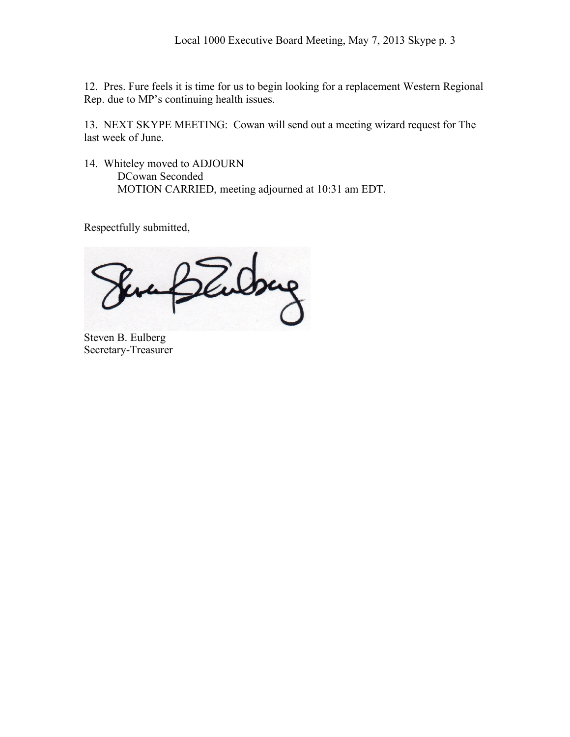12. Pres. Fure feels it is time for us to begin looking for a replacement Western Regional Rep. due to MP's continuing health issues.

13. NEXT SKYPE MEETING: Cowan will send out a meeting wizard request for The last week of June.

14. Whiteley moved to ADJOURN  
    DCowan Seconded  
    MOTION CARRIED, meeting adjourned at 10:31 am EDT.

Respectfully submitted,

Steven B. Eulberg  
Secretary-Treasurer